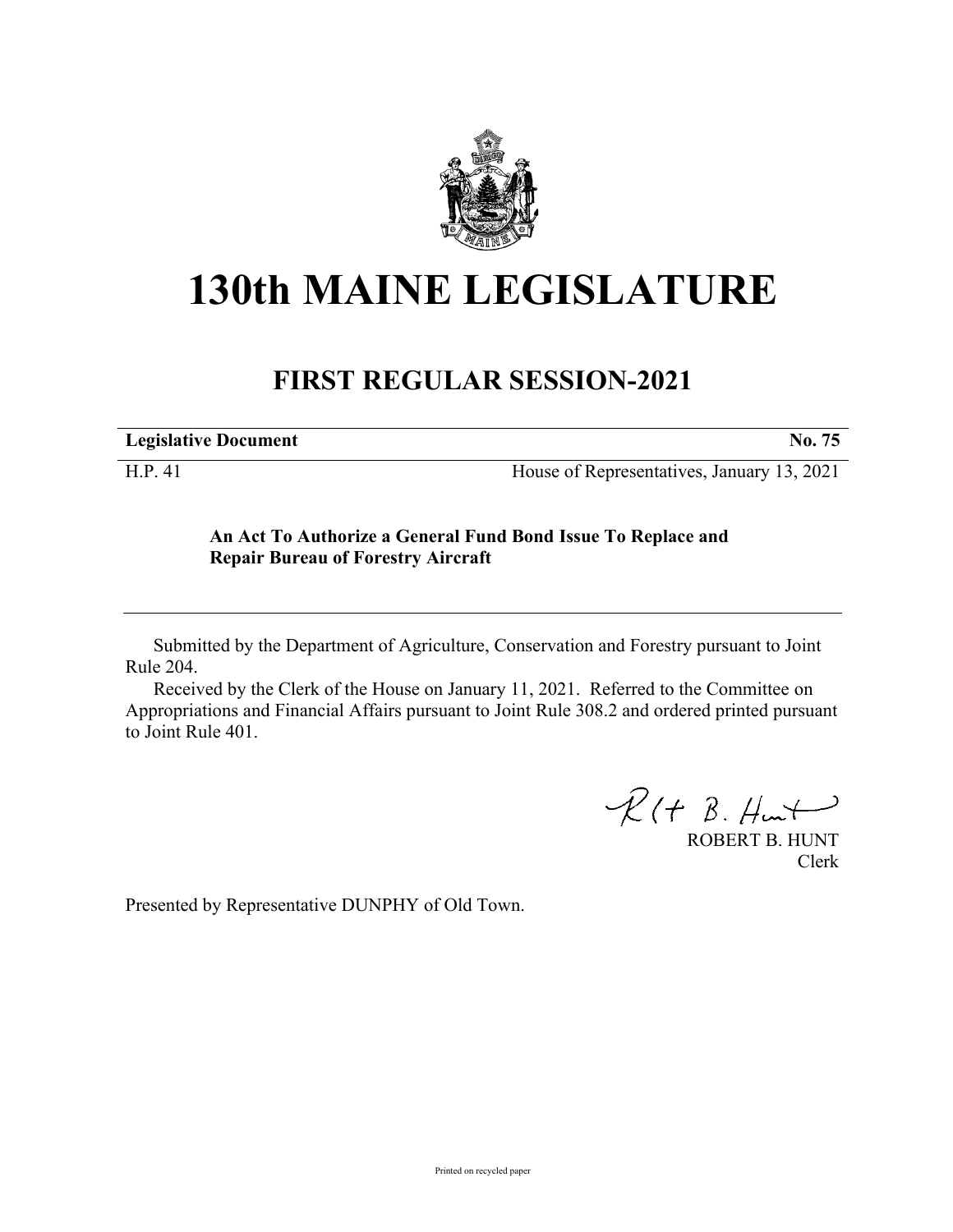# 130th MAINE LEGISLATURE

## FIRST REGULAR SESSION-2021

**Legislative Document** **No. 75**

H.P. 41 House of Representatives, January 13, 2021

**An Act To Authorize a General Fund Bond Issue To Replace and Repair Bureau of Forestry Aircraft**

Submitted by the Department of Agriculture, Conservation and Forestry pursuant to Joint Rule 204.

Received by the Clerk of the House on January 11, 2021. Referred to the Committee on Appropriations and Financial Affairs pursuant to Joint Rule 308.2 and ordered printed pursuant to Joint Rule 401.

ROBERT B. HUNT
Clerk

Presented by Representative DUNPHY of Old Town.

Printed on recycled paper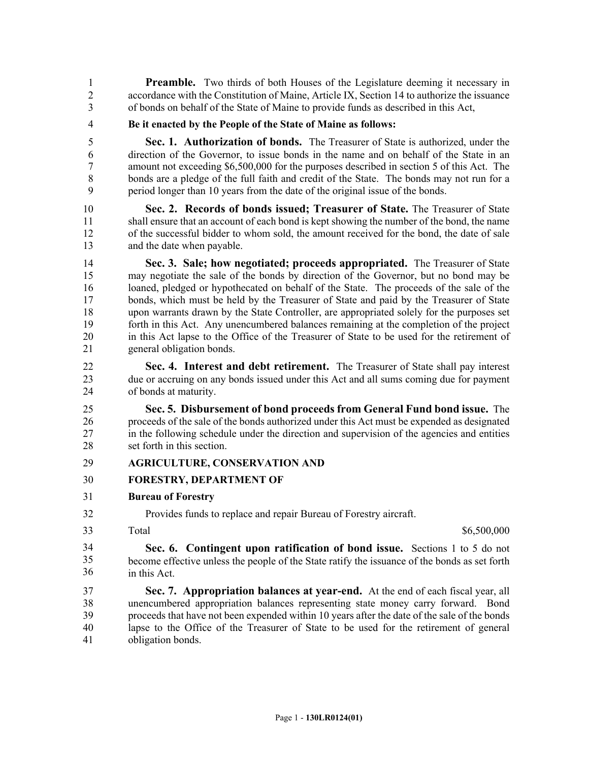**Preamble.** Two thirds of both Houses of the Legislature deeming it necessary in accordance with the Constitution of Maine, Article IX, Section 14 to authorize the issuance of bonds on behalf of the State of Maine to provide funds as described in this Act,

**Be it enacted by the People of the State of Maine as follows:**

**Sec. 1. Authorization of bonds.** The Treasurer of State is authorized, under the direction of the Governor, to issue bonds in the name and on behalf of the State in an amount not exceeding $6,500,000 for the purposes described in section 5 of this Act. The bonds are a pledge of the full faith and credit of the State. The bonds may not run for a period longer than 10 years from the date of the original issue of the bonds.

**Sec. 2. Records of bonds issued; Treasurer of State.** The Treasurer of State shall ensure that an account of each bond is kept showing the number of the bond, the name of the successful bidder to whom sold, the amount received for the bond, the date of sale and the date when payable.

**Sec. 3. Sale; how negotiated; proceeds appropriated.** The Treasurer of State may negotiate the sale of the bonds by direction of the Governor, but no bond may be loaned, pledged or hypothecated on behalf of the State. The proceeds of the sale of the bonds, which must be held by the Treasurer of State and paid by the Treasurer of State upon warrants drawn by the State Controller, are appropriated solely for the purposes set forth in this Act. Any unencumbered balances remaining at the completion of the project in this Act lapse to the Office of the Treasurer of State to be used for the retirement of general obligation bonds.

**Sec. 4. Interest and debt retirement.** The Treasurer of State shall pay interest due or accruing on any bonds issued under this Act and all sums coming due for payment of bonds at maturity.

**Sec. 5. Disbursement of bond proceeds from General Fund bond issue.** The proceeds of the sale of the bonds authorized under this Act must be expended as designated in the following schedule under the direction and supervision of the agencies and entities set forth in this section.

**AGRICULTURE, CONSERVATION AND FORESTRY, DEPARTMENT OF**

**Bureau of Forestry**

Provides funds to replace and repair Bureau of Forestry aircraft.

| Total | $6,500,000 |
|---|---|

**Sec. 6. Contingent upon ratification of bond issue.** Sections 1 to 5 do not become effective unless the people of the State ratify the issuance of the bonds as set forth in this Act.

**Sec. 7. Appropriation balances at year-end.** At the end of each fiscal year, all unencumbered appropriation balances representing state money carry forward. Bond proceeds that have not been expended within 10 years after the date of the sale of the bonds lapse to the Office of the Treasurer of State to be used for the retirement of general obligation bonds.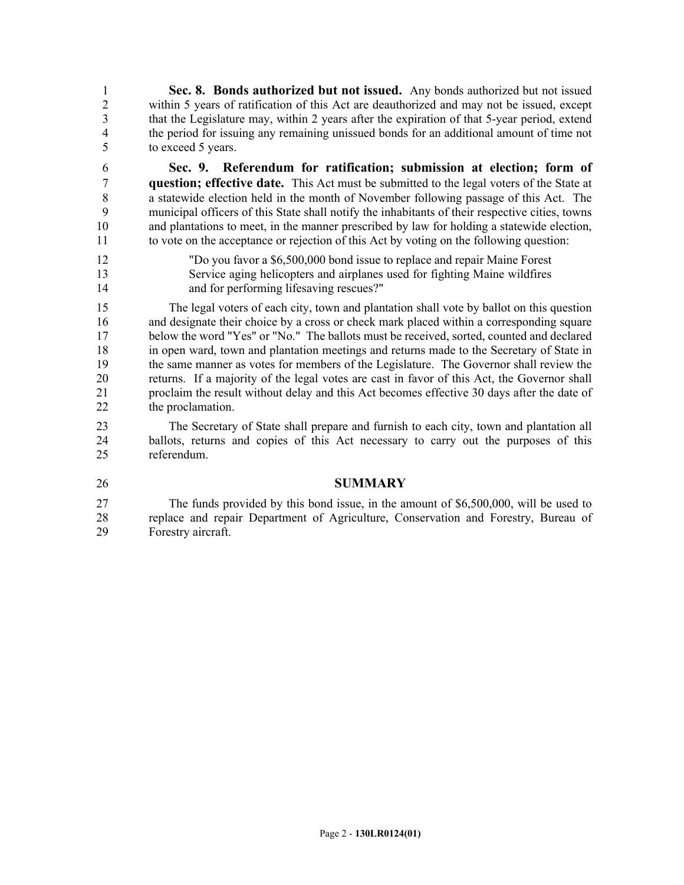**Sec. 8. Bonds authorized but not issued.** Any bonds authorized but not issued within 5 years of ratification of this Act are deauthorized and may not be issued, except that the Legislature may, within 2 years after the expiration of that 5-year period, extend the period for issuing any remaining unissued bonds for an additional amount of time not to exceed 5 years.

**Sec. 9. Referendum for ratification; submission at election; form of question; effective date.** This Act must be submitted to the legal voters of the State at a statewide election held in the month of November following passage of this Act. The municipal officers of this State shall notify the inhabitants of their respective cities, towns and plantations to meet, in the manner prescribed by law for holding a statewide election, to vote on the acceptance or rejection of this Act by voting on the following question:

> "Do you favor a $6,500,000 bond issue to replace and repair Maine Forest Service aging helicopters and airplanes used for fighting Maine wildfires and for performing lifesaving rescues?"

The legal voters of each city, town and plantation shall vote by ballot on this question and designate their choice by a cross or check mark placed within a corresponding square below the word "Yes" or "No." The ballots must be received, sorted, counted and declared in open ward, town and plantation meetings and returns made to the Secretary of State in the same manner as votes for members of the Legislature. The Governor shall review the returns. If a majority of the legal votes are cast in favor of this Act, the Governor shall proclaim the result without delay and this Act becomes effective 30 days after the date of the proclamation.

The Secretary of State shall prepare and furnish to each city, town and plantation all ballots, returns and copies of this Act necessary to carry out the purposes of this referendum.

## SUMMARY

The funds provided by this bond issue, in the amount of $6,500,000, will be used to replace and repair Department of Agriculture, Conservation and Forestry, Bureau of Forestry aircraft.